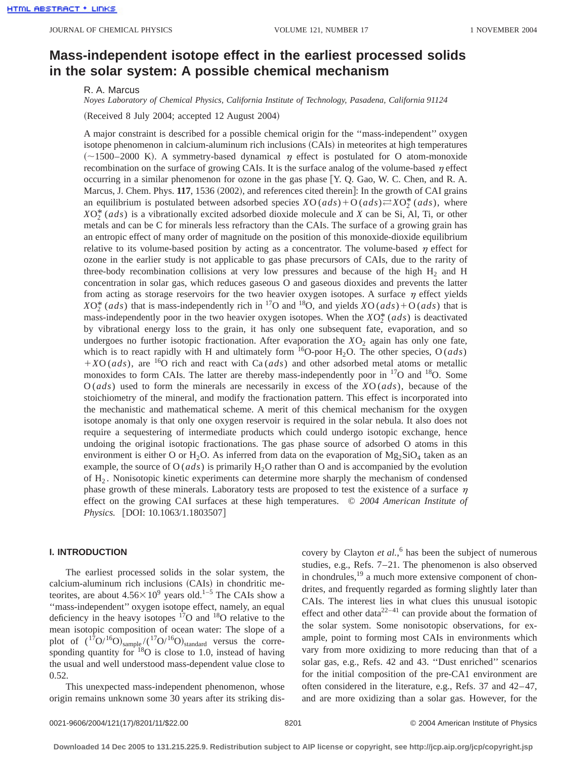# Mass-independent isotope effect in the earliest processed solids in the solar system: A possible chemical mechanism

R. A. Marcus

*Noyes Laboratory of Chemical Physics, California Institute of Technology, Pasadena, California 91124*

(Received 8 July 2004; accepted 12 August 2004)

A major constraint is described for a possible chemical origin for the "mass-independent" oxygen isotope phenomenon in calcium-aluminum rich inclusions (CAIs) in meteorites at high temperatures (~1500–2000 K). A symmetry-based dynamical $\eta$ effect is postulated for O atom-monoxide recombination on the surface of growing CAIs. It is the surface analog of the volume-based $\eta$ effect occurring in a similar phenomenon for ozone in the gas phase [Y. Q. Gao, W. C. Chen, and R. A. Marcus, J. Chem. Phys. **117**, 1536 (2002), and references cited therein]: In the growth of CAI grains an equilibrium is postulated between adsorbed species $XO(ads)+O(ads)\rightleftarrows XO_2^*(ads)$, where $XO_2^*(ads)$ is a vibrationally excited adsorbed dioxide molecule and $X$ can be Si, Al, Ti, or other metals and can be C for minerals less refractory than the CAIs. The surface of a growing grain has an entropic effect of many order of magnitude on the position of this monoxide-dioxide equilibrium relative to its volume-based position by acting as a concentrator. The volume-based $\eta$ effect for ozone in the earlier study is not applicable to gas phase precursors of CAIs, due to the rarity of three-body recombination collisions at very low pressures and because of the high $H_2$ and H concentration in solar gas, which reduces gaseous O and gaseous dioxides and prevents the latter from acting as storage reservoirs for the two heavier oxygen isotopes. A surface $\eta$ effect yields $XO_2^*(ads)$ that is mass-independently rich in $^{17}O$ and $^{18}O$, and yields $XO(ads)+O(ads)$ that is mass-independently poor in the two heavier oxygen isotopes. When the $XO_2^*(ads)$ is deactivated by vibrational energy loss to the grain, it has only one subsequent fate, evaporation, and so undergoes no further isotopic fractionation. After evaporation the $XO_2$ again has only one fate, which is to react rapidly with H and ultimately form $^{16}O$-poor $H_2O$. The other species, $O(ads)+XO(ads)$, are $^{16}O$ rich and react with $Ca(ads)$ and other adsorbed metal atoms or metallic monoxides to form CAIs. The latter are thereby mass-independently poor in $^{17}O$ and $^{18}O$. Some $O(ads)$ used to form the minerals are necessarily in excess of the $XO(ads)$, because of the stoichiometry of the mineral, and modify the fractionation pattern. This effect is incorporated into the mechanistic and mathematical scheme. A merit of this chemical mechanism for the oxygen isotope anomaly is that only one oxygen reservoir is required in the solar nebula. It also does not require a sequestering of intermediate products which could undergo isotopic exchange, hence undoing the original isotopic fractionations. The gas phase source of adsorbed O atoms in this environment is either O or $H_2O$. As inferred from data on the evaporation of $Mg_2SiO_4$ taken as an example, the source of $O(ads)$ is primarily $H_2O$ rather than O and is accompanied by the evolution of $H_2$. Nonisotopic kinetic experiments can determine more sharply the mechanism of condensed phase growth of these minerals. Laboratory tests are proposed to test the existence of a surface $\eta$ effect on the growing CAI surfaces at these high temperatures. *© 2004 American Institute of Physics.* [DOI: 10.1063/1.1803507]

## I. INTRODUCTION

The earliest processed solids in the solar system, the calcium-aluminum rich inclusions (CAIs) in chondritic meteorites, are about $4.56\times10^9$ years old.[1–5] The CAIs show a "mass-independent" oxygen isotope effect, namely, an equal deficiency in the heavy isotopes $^{17}O$ and $^{18}O$ relative to the mean isotopic composition of ocean water: The slope of a plot of $(^{17}O/^{16}O)_{sample}/(^{17}O/^{16}O)_{standard}$ versus the corresponding quantity for $^{18}O$ is close to 1.0, instead of having the usual and well understood mass-dependent value close to 0.52.

This unexpected mass-independent phenomenon, whose origin remains unknown some 30 years after its striking discovery by Clayton *et al.*,[6] has been the subject of numerous studies, e.g., Refs. 7–21. The phenomenon is also observed in chondrules,[19] a much more extensive component of chondrites, and frequently regarded as forming slightly later than CAIs. The interest lies in what clues this unusual isotopic effect and other data[22–41] can provide about the formation of the solar system. Some nonisotopic observations, for example, point to forming most CAIs in environments which vary from more oxidizing to more reducing than that of a solar gas, e.g., Refs. 42 and 43. "Dust enriched" scenarios for the initial composition of the pre-CA1 environment are often considered in the literature, e.g., Refs. 37 and 42–47, and are more oxidizing than a solar gas. However, for the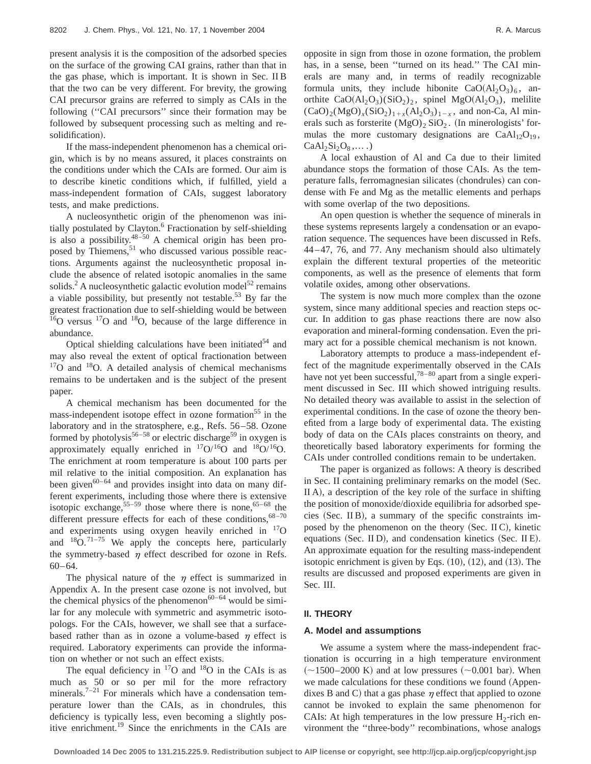present analysis it is the composition of the adsorbed species on the surface of the growing CAI grains, rather than that in the gas phase, which is important. It is shown in Sec. II B that the two can be very different. For brevity, the growing CAI precursor grains are referred to simply as CAIs in the following (''CAI precursors'' since their formation may be followed by subsequent processing such as melting and resolidification).

If the mass-independent phenomenon has a chemical origin, which is by no means assured, it places constraints on the conditions under which the CAIs are formed. Our aim is to describe kinetic conditions which, if fulfilled, yield a mass-independent formation of CAIs, suggest laboratory tests, and make predictions.

A nucleosynthetic origin of the phenomenon was initially postulated by Clayton.[6] Fractionation by self-shielding is also a possibility.[48–50] A chemical origin has been proposed by Thiemens,[51] who discussed various possible reactions. Arguments against the nucleosynthetic proposal include the absence of related isotopic anomalies in the same solids.[2] A nucleosynthetic galactic evolution model[52] remains a viable possibility, but presently not testable.[53] By far the greatest fractionation due to self-shielding would be between $^{16}O$ versus $^{17}O$ and $^{18}O$, because of the large difference in abundance.

Optical shielding calculations have been initiated[54] and may also reveal the extent of optical fractionation between $^{17}O$ and $^{18}O$. A detailed analysis of chemical mechanisms remains to be undertaken and is the subject of the present paper.

A chemical mechanism has been documented for the mass-independent isotope effect in ozone formation[55] in the laboratory and in the stratosphere, e.g., Refs. 56–58. Ozone formed by photolysis[56–58] or electric discharge[59] in oxygen is approximately equally enriched in $^{17}O/^{16}O$ and $^{18}O/^{16}O$. The enrichment at room temperature is about 100 parts per mil relative to the initial composition. An explanation has been given[60–64] and provides insight into data on many different experiments, including those where there is extensive isotopic exchange,[55–59] those where there is none,[65–68] the different pressure effects for each of these conditions,[68–70] and experiments using oxygen heavily enriched in $^{17}O$ and $^{18}O$.[71–75] We apply the concepts here, particularly the symmetry-based $\eta$ effect described for ozone in Refs. 60–64.

The physical nature of the $\eta$ effect is summarized in Appendix A. In the present case ozone is not involved, but the chemical physics of the phenomenon[60–64] would be similar for any molecule with symmetric and asymmetric isotopologs. For the CAIs, however, we shall see that a surface-based rather than as in ozone a volume-based $\eta$ effect is required. Laboratory experiments can provide the information on whether or not such an effect exists.

The equal deficiency in $^{17}O$ and $^{18}O$ in the CAIs is as much as 50 or so per mil for the more refractory minerals.[7–21] For minerals which have a condensation temperature lower than the CAIs, as in chondrules, this deficiency is typically less, even becoming a slightly positive enrichment.[19] Since the enrichments in the CAIs are opposite in sign from those in ozone formation, the problem has, in a sense, been ''turned on its head.'' The CAI minerals are many and, in terms of readily recognizable formula units, they include hibonite $CaO(Al_2O_3)_6$, anorthite $CaO(Al_2O_3)(SiO_2)_2$, spinel $MgO(Al_2O_3)$, melilite $(CaO)_2(MgO)_x(SiO_2)_{1+x}(Al_2O_3)_{1-x}$, and non-Ca, Al minerals such as forsterite $(MgO)_2SiO_2$. (In minerologists' formulas the more customary designations are $CaAl_{12}O_{19}$, $CaAl_2Si_2O_8$,... .)

A local exhaustion of Al and Ca due to their limited abundance stops the formation of those CAIs. As the temperature falls, ferromagnesian silicates (chondrules) can condense with Fe and Mg as the metallic elements and perhaps with some overlap of the two depositions.

An open question is whether the sequence of minerals in these systems represents largely a condensation or an evaporation sequence. The sequences have been discussed in Refs. 44–47, 76, and 77. Any mechanism should also ultimately explain the different textural properties of the meteoritic components, as well as the presence of elements that form volatile oxides, among other observations.

The system is now much more complex than the ozone system, since many additional species and reaction steps occur. In addition to gas phase reactions there are now also evaporation and mineral-forming condensation. Even the primary act for a possible chemical mechanism is not known.

Laboratory attempts to produce a mass-independent effect of the magnitude experimentally observed in the CAIs have not yet been successful,[78–80] apart from a single experiment discussed in Sec. III which showed intriguing results. No detailed theory was available to assist in the selection of experimental conditions. In the case of ozone the theory benefited from a large body of experimental data. The existing body of data on the CAIs places constraints on theory, and theoretically based laboratory experiments for forming the CAIs under controlled conditions remain to be undertaken.

The paper is organized as follows: A theory is described in Sec. II containing preliminary remarks on the model (Sec. II A), a description of the key role of the surface in shifting the position of monoxide/dioxide equilibria for adsorbed species (Sec. II B), a summary of the specific constraints imposed by the phenomenon on the theory (Sec. II C), kinetic equations (Sec. II D), and condensation kinetics (Sec. II E). An approximate equation for the resulting mass-independent isotopic enrichment is given by Eqs. (10), (12), and (13). The results are discussed and proposed experiments are given in Sec. III.

## II. THEORY

### A. Model and assumptions

We assume a system where the mass-independent fractionation is occurring in a high temperature environment (~1500–2000 K) and at low pressures (~0.001 bar). When we made calculations for these conditions we found (Appendixes B and C) that a gas phase $\eta$ effect that applied to ozone cannot be invoked to explain the same phenomenon for CAIs: At high temperatures in the low pressure $H_2$-rich environment the ''three-body'' recombinations, whose analogs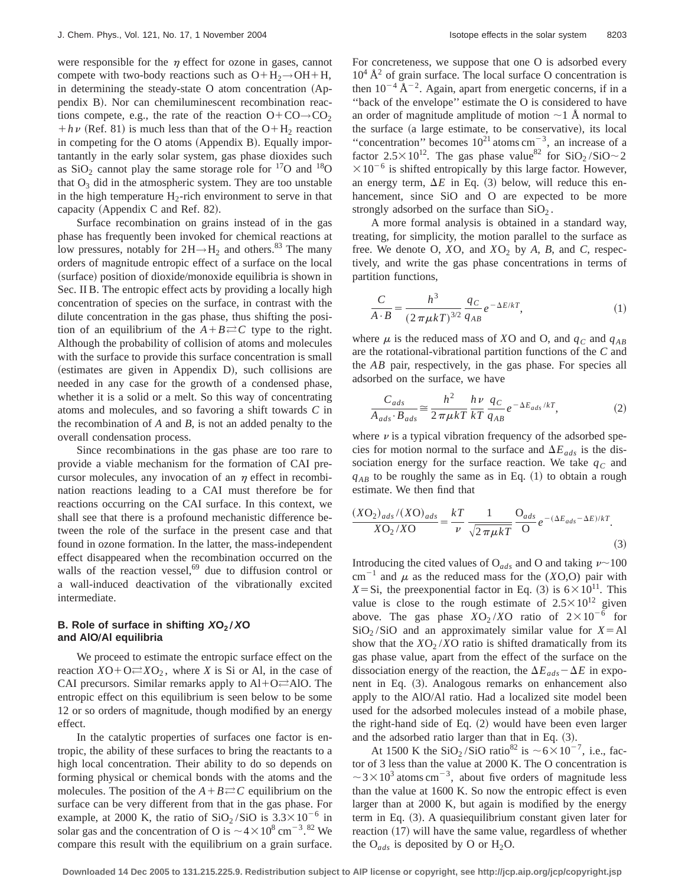were responsible for the $\eta$ effect for ozone in gases, cannot compete with two-body reactions such as $O+H_2 \rightarrow OH+H$, in determining the steady-state O atom concentration (Appendix B). Nor can chemiluminescent recombination reactions compete, e.g., the rate of the reaction $O+CO \rightarrow CO_2 + h\nu$ (Ref. 81) is much less than that of the $O+H_2$ reaction in competing for the O atoms (Appendix B). Equally importantantly in the early solar system, gas phase dioxides such as $SiO_2$ cannot play the same storage role for $^{17}O$ and $^{18}O$ that $O_3$ did in the atmospheric system. They are too unstable in the high temperature $H_2$-rich environment to serve in that capacity (Appendix C and Ref. 82).

Surface recombination on grains instead of in the gas phase has frequently been invoked for chemical reactions at low pressures, notably for $2H \rightarrow H_2$ and others.[83] The many orders of magnitude entropic effect of a surface on the local (surface) position of dioxide/monoxide equilibria is shown in Sec. II B. The entropic effect acts by providing a locally high concentration of species on the surface, in contrast with the dilute concentration in the gas phase, thus shifting the position of an equilibrium of the $A+B \rightleftarrows C$ type to the right. Although the probability of collision of atoms and molecules with the surface to provide this surface concentration is small (estimates are given in Appendix D), such collisions are needed in any case for the growth of a condensed phase, whether it is a solid or a melt. So this way of concentrating atoms and molecules, and so favoring a shift towards $C$ in the recombination of $A$ and $B$, is not an added penalty to the overall condensation process.

Since recombinations in the gas phase are too rare to provide a viable mechanism for the formation of CAI precursor molecules, any invocation of an $\eta$ effect in recombination reactions leading to a CAI must therefore be for reactions occurring on the CAI surface. In this context, we shall see that there is a profound mechanistic difference between the role of the surface in the present case and that found in ozone formation. In the latter, the mass-independent effect disappeared when the recombination occurred on the walls of the reaction vessel,[69] due to diffusion control or a wall-induced deactivation of the vibrationally excited intermediate.

### B. Role of surface in shifting $XO_2/XO$ and AlO/Al equilibria

We proceed to estimate the entropic surface effect on the reaction $XO+O \rightleftarrows XO_2$, where $X$ is Si or Al, in the case of CAI precursors. Similar remarks apply to $Al+O \rightleftarrows AlO$. The entropic effect on this equilibrium is seen below to be some 12 or so orders of magnitude, though modified by an energy effect.

In the catalytic properties of surfaces one factor is entropic, the ability of these surfaces to bring the reactants to a high local concentration. Their ability to do so depends on forming physical or chemical bonds with the atoms and the molecules. The position of the $A+B \rightleftarrows C$ equilibrium on the surface can be very different from that in the gas phase. For example, at 2000 K, the ratio of $SiO_2/SiO$ is $3.3\times 10^{-6}$ in solar gas and the concentration of O is $\sim 4\times 10^{8}\ \mathrm{cm}^{-3}$.[82] We compare this result with the equilibrium on a grain surface. For concreteness, we suppose that one O is adsorbed every $10^4$ Å$^2$ of grain surface. The local surface O concentration is then $10^{-4}$ Å$^{-2}$. Again, apart from energetic concerns, if in a "back of the envelope" estimate the O is considered to have an order of magnitude amplitude of motion $\sim$1 Å normal to the surface (a large estimate, to be conservative), its local "concentration" becomes $10^{21}$ atoms cm$^{-3}$, an increase of a factor $2.5\times 10^{12}$. The gas phase value[82] for $SiO_2/SiO \sim 2 \times 10^{-6}$ is shifted entropically by this large factor. However, an energy term, $\Delta E$ in Eq. (3) below, will reduce this enhancement, since SiO and O are expected to be more strongly adsorbed on the surface than $SiO_2$.

A more formal analysis is obtained in a standard way, treating, for simplicity, the motion parallel to the surface as free. We denote O, $X$O, and $XO_2$ by $A$, $B$, and $C$, respectively, and write the gas phase concentrations in terms of partition functions,

$$\frac{C}{A\cdot B} = \frac{h^3}{(2\pi\mu kT)^{3/2}}\frac{q_C}{q_{AB}}e^{-\Delta E/kT}, \tag{1}$$

where $\mu$ is the reduced mass of $X$O and O, and $q_C$ and $q_{AB}$ are the rotational-vibrational partition functions of the $C$ and the $AB$ pair, respectively, in the gas phase. For species all adsorbed on the surface, we have

$$\frac{C_{ads}}{A_{ads}\cdot B_{ads}} \cong \frac{h^2}{2\pi\mu kT}\frac{h\nu}{kT}\frac{q_C}{q_{AB}}e^{-\Delta E_{ads}/kT}, \tag{2}$$

where $\nu$ is a typical vibration frequency of the adsorbed species for motion normal to the surface and $\Delta E_{ads}$ is the dissociation energy for the surface reaction. We take $q_C$ and $q_{AB}$ to be roughly the same as in Eq. (1) to obtain a rough estimate. We then find that

$$\frac{(XO_2)_{ads}/(XO)_{ads}}{XO_2/XO} = \frac{kT}{\nu}\frac{1}{\sqrt{2\pi\mu kT}}\frac{O_{ads}}{O}e^{-(\Delta E_{ads}-\Delta E)/kT}. \tag{3}$$

Introducing the cited values of $O_{ads}$ and O and taking $\nu \sim 100$ cm$^{-1}$ and $\mu$ as the reduced mass for the ($X$O,O) pair with $X$=Si, the preexponential factor in Eq. (3) is $6\times 10^{11}$. This value is close to the rough estimate of $2.5\times 10^{12}$ given above. The gas phase $XO_2/XO$ ratio of $2\times 10^{-6}$ for $SiO_2/SiO$ and an approximately similar value for $X$=Al show that the $XO_2/XO$ ratio is shifted dramatically from its gas phase value, apart from the effect of the surface on the dissociation energy of the reaction, the $\Delta E_{ads}-\Delta E$ in exponent in Eq. (3). Analogous remarks on enhancement also apply to the AlO/Al ratio. Had a localized site model been used for the adsorbed molecules instead of a mobile phase, the right-hand side of Eq. (2) would have been even larger and the adsorbed ratio larger than that in Eq. (3).

At 1500 K the $SiO_2/SiO$ ratio[82] is $\sim 6\times 10^{-7}$, i.e., factor of 3 less than the value at 2000 K. The O concentration is $\sim 3\times 10^{3}$ atoms cm$^{-3}$, about five orders of magnitude less than the value at 1600 K. So now the entropic effect is even larger than at 2000 K, but again is modified by the energy term in Eq. (3). A quasiequilibrium constant given later for reaction (17) will have the same value, regardless of whether the $O_{ads}$ is deposited by O or $H_2O$.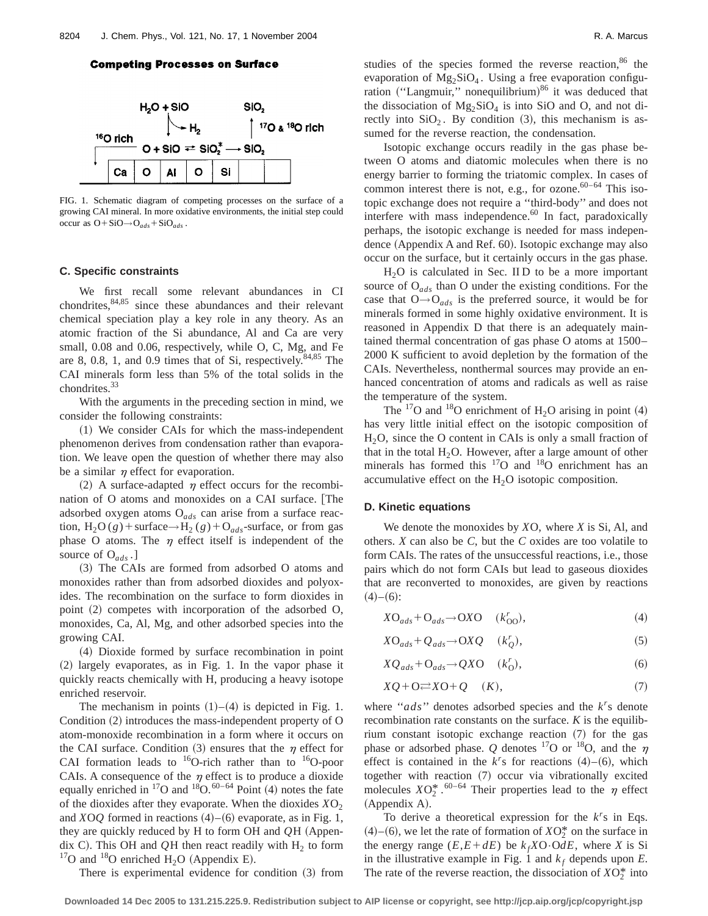**Competing Processes on Surface**

FIG. 1. Schematic diagram of competing processes on the surface of a growing CAI mineral. In more oxidative environments, the initial step could occur as $O+SiO \rightarrow O_{ads}+SiO_{ads}$.

### C. Specific constraints

We first recall some relevant abundances in CI chondrites,[84,85] since these abundances and their relevant chemical speciation play a key role in any theory. As an atomic fraction of the Si abundance, Al and Ca are very small, 0.08 and 0.06, respectively, while O, C, Mg, and Fe are 8, 0.8, 1, and 0.9 times that of Si, respectively.[84,85] The CAI minerals form less than 5% of the total solids in the chondrites.[33]

With the arguments in the preceding section in mind, we consider the following constraints:

(1) We consider CAIs for which the mass-independent phenomenon derives from condensation rather than evaporation. We leave open the question of whether there may also be a similar $\eta$ effect for evaporation.

(2) A surface-adapted $\eta$ effect occurs for the recombination of O atoms and monoxides on a CAI surface. [The adsorbed oxygen atoms $O_{ads}$ can arise from a surface reaction, $H_2O\,(g)+\text{surface}\rightarrow H_2\,(g)+O_{ads}$-surface, or from gas phase O atoms. The $\eta$ effect itself is independent of the source of $O_{ads}$.]

(3) The CAIs are formed from adsorbed O atoms and monoxides rather than from adsorbed dioxides and polyoxides. The recombination on the surface to form dioxides in point (2) competes with incorporation of the adsorbed O, monoxides, Ca, Al, Mg, and other adsorbed species into the growing CAI.

(4) Dioxide formed by surface recombination in point (2) largely evaporates, as in Fig. 1. In the vapor phase it quickly reacts chemically with H, producing a heavy isotope enriched reservoir.

The mechanism in points (1)–(4) is depicted in Fig. 1. Condition (2) introduces the mass-independent property of O atom-monoxide recombination in a form where it occurs on the CAI surface. Condition (3) ensures that the $\eta$ effect for CAI formation leads to $^{16}O$-rich rather than to $^{16}O$-poor CAIs. A consequence of the $\eta$ effect is to produce a dioxide equally enriched in $^{17}O$ and $^{18}O$.[60–64] Point (4) notes the fate of the dioxides after they evaporate. When the dioxides $XO_2$ and $XOQ$ formed in reactions (4)–(6) evaporate, as in Fig. 1, they are quickly reduced by H to form OH and $Q$H (Appendix C). This OH and $Q$H then react readily with $H_2$ to form $^{17}O$ and $^{18}O$ enriched $H_2O$ (Appendix E).

There is experimental evidence for condition (3) from studies of the species formed the reverse reaction,[86] the evaporation of $Mg_2SiO_4$. Using a free evaporation configuration ("Langmuir," nonequilibrium)[86] it was deduced that the dissociation of $Mg_2SiO_4$ is into SiO and O, and not directly into $SiO_2$. By condition (3), this mechanism is assumed for the reverse reaction, the condensation.

Isotopic exchange occurs readily in the gas phase between O atoms and diatomic molecules when there is no energy barrier to forming the triatomic complex. In cases of common interest there is not, e.g., for ozone.[60–64] This isotopic exchange does not require a "third-body" and does not interfere with mass independence.[60] In fact, paradoxically perhaps, the isotopic exchange is needed for mass independence (Appendix A and Ref. 60). Isotopic exchange may also occur on the surface, but it certainly occurs in the gas phase.

$H_2O$ is calculated in Sec. II D to be a more important source of $O_{ads}$ than O under the existing conditions. For the case that $O\rightarrow O_{ads}$ is the preferred source, it would be for minerals formed in some highly oxidative environment. It is reasoned in Appendix D that there is an adequately maintained thermal concentration of gas phase O atoms at 1500–2000 K sufficient to avoid depletion by the formation of the CAIs. Nevertheless, nonthermal sources may provide an enhanced concentration of atoms and radicals as well as raise the temperature of the system.

The $^{17}O$ and $^{18}O$ enrichment of $H_2O$ arising in point (4) has very little initial effect on the isotopic composition of $H_2O$, since the O content in CAIs is only a small fraction of that in the total $H_2O$. However, after a large amount of other minerals has formed this $^{17}O$ and $^{18}O$ enrichment has an accumulative effect on the $H_2O$ isotopic composition.

### D. Kinetic equations

We denote the monoxides by $X$O, where $X$ is Si, Al, and others. $X$ can also be $C$, but the $C$ oxides are too volatile to form CAIs. The rates of the unsuccessful reactions, i.e., those pairs which do not form CAIs but lead to gaseous dioxides that are reconverted to monoxides, are given by reactions (4)–(6):

$$XO_{ads}+O_{ads}\rightarrow OXO \quad (k^r_{OO}), \tag{4}$$

$$XO_{ads}+Q_{ads}\rightarrow OXQ \quad (k^r_{Q}), \tag{5}$$

$$XQ_{ads}+O_{ads}\rightarrow QXO \quad (k^r_{O}), \tag{6}$$

$$XQ+O\rightleftarrows XO+Q \quad (K), \tag{7}$$

where "$ads$" denotes adsorbed species and the $k^r$s denote recombination rate constants on the surface. $K$ is the equilibrium constant isotopic exchange reaction (7) for the gas phase or adsorbed phase. $Q$ denotes $^{17}O$ or $^{18}O$, and the $\eta$ effect is contained in the $k^r$s for reactions (4)–(6), which together with reaction (7) occur via vibrationally excited molecules $XO_2^*$.[60–64] Their properties lead to the $\eta$ effect (Appendix A).

To derive a theoretical expression for the $k^r$s in Eqs. (4)–(6), we let the rate of formation of $XO_2^*$ on the surface in the energy range $(E,E+dE)$ be $k_f XO\cdot O dE$, where $X$ is Si in the illustrative example in Fig. 1 and $k_f$ depends upon $E$. The rate of the reverse reaction, the dissociation of $XO_2^*$ into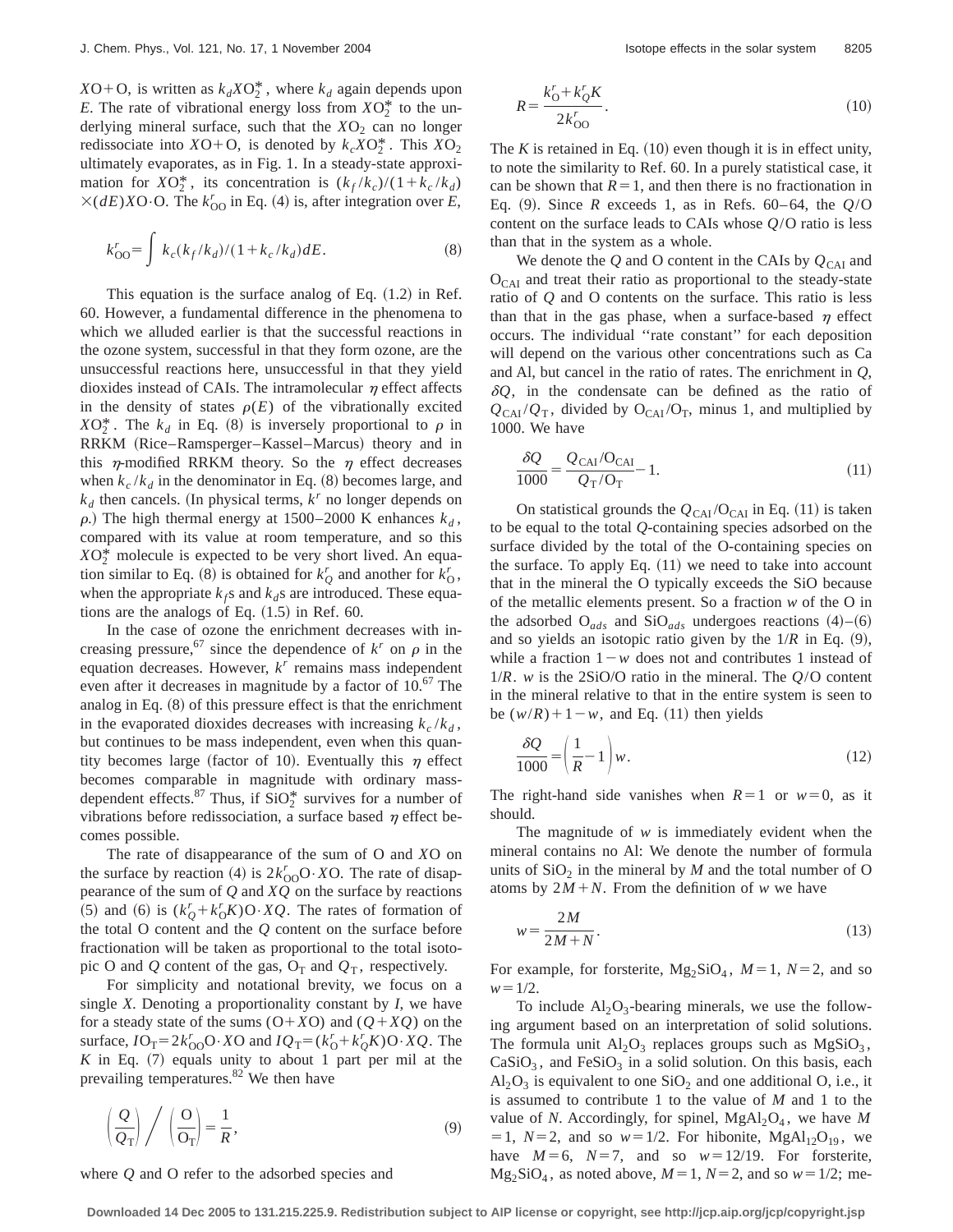$XO+O$, is written as $k_d XO_2^*$, where $k_d$ again depends upon $E$. The rate of vibrational energy loss from $XO_2^*$ to the underlying mineral surface, such that the $XO_2$ can no longer redissociate into $XO+O$, is denoted by $k_c XO_2^*$. This $XO_2$ ultimately evaporates, as in Fig. 1. In a steady-state approximation for $XO_2^*$, its concentration is $(k_f/k_c)/(1+k_c/k_d) \times (dE) XO \cdot O$. The $k_{OO}^r$ in Eq. (4) is, after integration over $E$,

$$k_{OO}^r = \int k_c (k_f/k_d)/(1+k_c/k_d) dE. \tag{8}$$

This equation is the surface analog of Eq. (1.2) in Ref. 60. However, a fundamental difference in the phenomena to which we alluded earlier is that the successful reactions in the ozone system, successful in that they form ozone, are the unsuccessful reactions here, unsuccessful in that they yield dioxides instead of CAIs. The intramolecular $\eta$ effect affects in the density of states $\rho(E)$ of the vibrationally excited $XO_2^*$. The $k_d$ in Eq. (8) is inversely proportional to $\rho$ in RRKM (Rice–Ramsperger–Kassel–Marcus) theory and in this $\eta$-modified RRKM theory. So the $\eta$ effect decreases when $k_c/k_d$ in the denominator in Eq. (8) becomes large, and $k_d$ then cancels. (In physical terms, $k^r$ no longer depends on $\rho$.) The high thermal energy at 1500–2000 K enhances $k_d$, compared with its value at room temperature, and so this $XO_2^*$ molecule is expected to be very short lived. An equation similar to Eq. (8) is obtained for $k_Q^r$ and another for $k_O^r$, when the appropriate $k_f$s and $k_d$s are introduced. These equations are the analogs of Eq. (1.5) in Ref. 60.

In the case of ozone the enrichment decreases with increasing pressure,[67] since the dependence of $k^r$ on $\rho$ in the equation decreases. However, $k^r$ remains mass independent even after it decreases in magnitude by a factor of 10.[67] The analog in Eq. (8) of this pressure effect is that the enrichment in the evaporated dioxides decreases with increasing $k_c/k_d$, but continues to be mass independent, even when this quantity becomes large (factor of 10). Eventually this $\eta$ effect becomes comparable in magnitude with ordinary mass-dependent effects.[87] Thus, if $SiO_2^*$ survives for a number of vibrations before redissociation, a surface based $\eta$ effect becomes possible.

The rate of disappearance of the sum of O and $XO$ on the surface by reaction (4) is $2k_{OO}^r O \cdot XO$. The rate of disappearance of the sum of $Q$ and $XQ$ on the surface by reactions (5) and (6) is $(k_Q^r + k_O^r K) O \cdot XQ$. The rates of formation of the total O content and the $Q$ content on the surface before fractionation will be taken as proportional to the total isotopic O and $Q$ content of the gas, $O_T$ and $Q_T$, respectively.

For simplicity and notational brevity, we focus on a single $X$. Denoting a proportionality constant by $I$, we have for a steady state of the sums $(O+XO)$ and $(Q+XQ)$ on the surface, $IO_T = 2k_{OO}^r O \cdot XO$ and $IQ_T = (k_O^r + k_Q^r K) O \cdot XQ$. The $K$ in Eq. (7) equals unity to about 1 part per mil at the prevailing temperatures.[82] We have

$$\left(\frac{Q}{Q_T}\right) \bigg/ \left(\frac{O}{O_T}\right) = \frac{1}{R}, \tag{9}$$

where $Q$ and O refer to the adsorbed species and

$$R = \frac{k_O^r + k_Q^r K}{2k_{OO}^r}. \tag{10}$$

The $K$ is retained in Eq. (10) even though it is in effect unity, to note the similarity to Ref. 60. In a purely statistical case, it can be shown that $R=1$, and then there is no fractionation in Eq. (9). Since $R$ exceeds 1, as in Refs. 60–64, the $Q$/O content on the surface leads to CAIs whose $Q$/O ratio is less than that in the system as a whole.

We denote the $Q$ and O content in the CAIs by $Q_{CAI}$ and $O_{CAI}$ and treat their ratio as proportional to the steady-state ratio of $Q$ and O contents on the surface. This ratio is less than that in the gas phase, when a surface-based $\eta$ effect occurs. The individual "rate constant" for each deposition will depend on the various other concentrations such as Ca and Al, but cancel in the ratio of rates. The enrichment in $Q$, $\delta Q$, in the condensate can be defined as the ratio of $Q_{CAI}/Q_T$, divided by $O_{CAI}/O_T$, minus 1, and multiplied by 1000. We have

$$\frac{\delta Q}{1000} = \frac{Q_{CAI}/O_{CAI}}{Q_T/O_T} - 1. \tag{11}$$

On statistical grounds the $Q_{CAI}/O_{CAI}$ in Eq. (11) is taken to be equal to the total $Q$-containing species adsorbed on the surface divided by the total of the O-containing species on the surface. To apply Eq. (11) we need to take into account that in the mineral the O typically exceeds the SiO because of the metallic elements present. So a fraction $w$ of the O in the adsorbed $O_{ads}$ and $SiO_{ads}$ undergoes reactions (4)–(6) and so yields an isotopic ratio given by the $1/R$ in Eq. (9), while a fraction $1-w$ does not and contributes 1 instead of $1/R$. $w$ is the 2SiO/O ratio in the mineral. The $Q$/O content in the mineral relative to that in the entire system is seen to be $(w/R)+1-w$, and Eq. (11) then yields

$$\frac{\delta Q}{1000} = \left(\frac{1}{R} - 1\right) w. \tag{12}$$

The right-hand side vanishes when $R=1$ or $w=0$, as it should.

The magnitude of $w$ is immediately evident when the mineral contains no Al: We denote the number of formula units of $SiO_2$ in the mineral by $M$ and the total number of O atoms by $2M+N$. From the definition of $w$ we have

$$w = \frac{2M}{2M+N}. \tag{13}$$

For example, for forsterite, $Mg_2SiO_4$, $M=1$, $N=2$, and so $w=1/2$.

To include $Al_2O_3$-bearing minerals, we use the following argument based on an interpretation of solid solutions. The formula unit $Al_2O_3$ replaces groups such as $MgSiO_3$, $CaSiO_3$, and $FeSiO_3$ in a solid solution. On this basis, each $Al_2O_3$ is equivalent to one $SiO_2$ and one additional O, i.e., it is assumed to contribute 1 to the value of $M$ and 1 to the value of $N$. Accordingly, for spinel, $MgAl_2O_4$, we have $M=1$, $N=2$, and so $w=1/2$. For hibonite, $MgAl_{12}O_{19}$, we have $M=6$, $N=7$, and so $w=12/19$. For forsterite, $Mg_2SiO_4$, as noted above, $M=1$, $N=2$, and so $w=1/2$; me-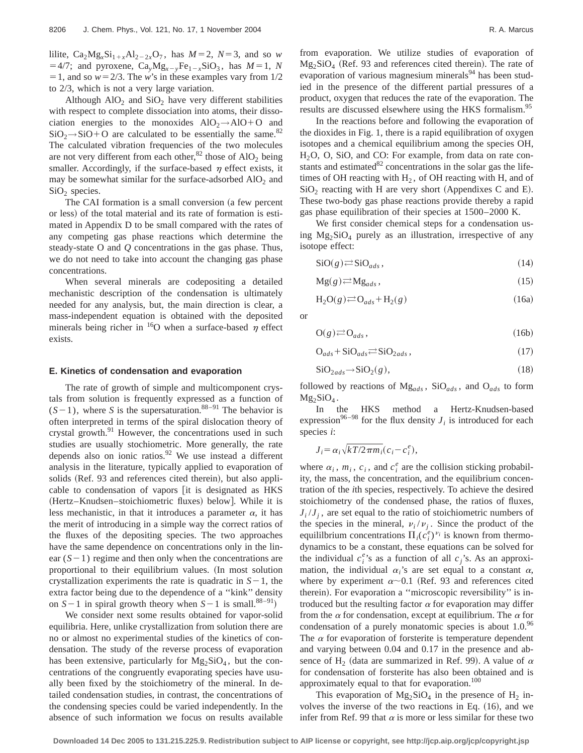lilite, $Ca_2Mg_xSi_{1+x}Al_{2-2x}O_7$, has $M=2$, $N=3$, and so $w=4/7$; and pyroxene, $Ca_yMg_{x-y}Fe_{1-x}SiO_3$, has $M=1$, $N=1$, and so $w=2/3$. The $w$'s in these examples vary from 1/2 to 2/3, which is not a very large variation.

Although $AlO_2$ and $SiO_2$ have very different stabilities with respect to complete dissociation into atoms, their dissociation energies to the monoxides $AlO_2 \rightarrow AlO + O$ and $SiO_2 \rightarrow SiO + O$ are calculated to be essentially the same.[82] The calculated vibration frequencies of the two molecules are not very different from each other,[82] those of $AlO_2$ being smaller. Accordingly, if the surface-based $\eta$ effect exists, it may be somewhat similar for the surface-adsorbed $AlO_2$ and $SiO_2$ species.

The CAI formation is a small conversion (a few percent or less) of the total material and its rate of formation is estimated in Appendix D to be small compared with the rates of any competing gas phase reactions which determine the steady-state O and $Q$ concentrations in the gas phase. Thus, we do not need to take into account the changing gas phase concentrations.

When several minerals are codepositing a detailed mechanistic description of the condensation is ultimately needed for any analysis, but, the main direction is clear, a mass-independent equation is obtained with the deposited minerals being richer in $^{16}O$ when a surface-based $\eta$ effect exists.

### E. Kinetics of condensation and evaporation

The rate of growth of simple and multicomponent crystals from solution is frequently expressed as a function of $(S-1)$, where $S$ is the supersaturation.[88–91] The behavior is often interpreted in terms of the spiral dislocation theory of crystal growth.[91] However, the concentrations used in such studies are usually stochiometric. More generally, the rate depends also on ionic ratios.[92] We use instead a different analysis in the literature, typically applied to evaporation of solids (Ref. 93 and references cited therein), but also applicable to condensation of vapors [it is designated as HKS (Hertz–Knudsen–stoichiometric fluxes) below]. While it is less mechanistic, in that it introduces a parameter $\alpha$, it has the merit of introducing in a simple way the correct ratios of the fluxes of the depositing species. The two approaches have the same dependence on concentrations only in the linear $(S-1)$ regime and then only when the concentrations are proportional to their equilibrium values. (In most solution crystallization experiments the rate is quadratic in $S-1$, the extra factor being due to the dependence of a "kink" density on $S-1$ in spiral growth theory when $S-1$ is small.[88–91])

We consider next some results obtained for vapor-solid equilibria. Here, unlike crystallization from solution there are no or almost no experimental studies of the kinetics of condensation. The study of the reverse process of evaporation has been extensive, particularly for $Mg_2SiO_4$, but the concentrations of the congruently evaporating species have usually been fixed by the stoichiometry of the mineral. In detailed condensation studies, in contrast, the concentrations of the condensing species could be varied independently. In the absence of such information we focus on results available from evaporation. We utilize studies of evaporation of $Mg_2SiO_4$ (Ref. 93 and references cited therein). The rate of evaporation of various magnesium minerals[94] has been studied in the presence of the different partial pressures of a product, oxygen that reduces the rate of the evaporation. The results are discussed elsewhere using the HKS formalism.[95]

In the reactions before and following the evaporation of the dioxides in Fig. 1, there is a rapid equilibration of oxygen isotopes and a chemical equilibrium among the species OH, $H_2O$, O, SiO, and CO: For example, from data on rate constants and estimated[82] concentrations in the solar gas the lifetimes of OH reacting with $H_2$, of OH reacting with H, and of $SiO_2$ reacting with H are very short (Appendixes C and E). These two-body gas phase reactions provide thereby a rapid gas phase equilibration of their species at 1500–2000 K.

We first consider chemical steps for a condensation using $Mg_2SiO_4$ purely as an illustration, irrespective of any isotope effect:

$$SiO(g) \rightleftarrows SiO_{ads}, \tag{14}$$

$$Mg(g) \rightleftarrows Mg_{ads}, \tag{15}$$

$$H_2O(g) \rightleftarrows O_{ads} + H_2(g) \tag{16a}$$

or

$$O(g) \rightleftarrows O_{ads}, \tag{16b}$$

$$O_{ads} + SiO_{ads} \rightleftarrows SiO_{2ads}, \tag{17}$$

$$SiO_{2ads} \rightarrow SiO_2(g), \tag{18}$$

followed by reactions of $Mg_{ads}$, $SiO_{ads}$, and $O_{ads}$ to form $Mg_2SiO_4$.

In the HKS method a Hertz-Knudsen-based expression[96–98] for the flux density $J_i$ is introduced for each species $i$:

$$J_i = \alpha_i \sqrt{kT/2\pi m_i}(c_i - c_i^e),$$

where $\alpha_i$, $m_i$, $c_i$, and $c_i^e$ are the collision sticking probability, the mass, the concentration, and the equilibrium concentration of the $i$th species, respectively. To achieve the desired stoichiometry of the condensed phase, the ratios of fluxes, $J_i/J_j$, are set equal to the ratio of stoichiometric numbers of the species in the mineral, $\nu_i/\nu_j$. Since the product of the equililbrium concentrations $\Pi_i(c_i^e)^{\nu_i}$ is known from thermodynamics to be a constant, these equations can be solved for the individual $c_i^e$'s as a function of all $c_j$'s. As an approximation, the individual $\alpha_i$'s are set equal to a constant $\alpha$, where by experiment $\alpha \sim 0.1$ (Ref. 93 and references cited therein). For evaporation a "microscopic reversibility" is introduced but the resulting factor $\alpha$ for evaporation may differ from the $\alpha$ for condensation, except at equilibrium. The $\alpha$ for condensation of a purely monatomic species is about 1.0.[96] The $\alpha$ for evaporation of forsterite is temperature dependent and varying between 0.04 and 0.17 in the presence and absence of $H_2$ (data are summarized in Ref. 99). A value of $\alpha$ for condensation of forsterite has also been obtained and is approximately equal to that for evaporation.[100]

This evaporation of $Mg_2SiO_4$ in the presence of $H_2$ involves the inverse of the two reactions in Eq. (16), and we infer from Ref. 99 that $\alpha$ is more or less similar for these two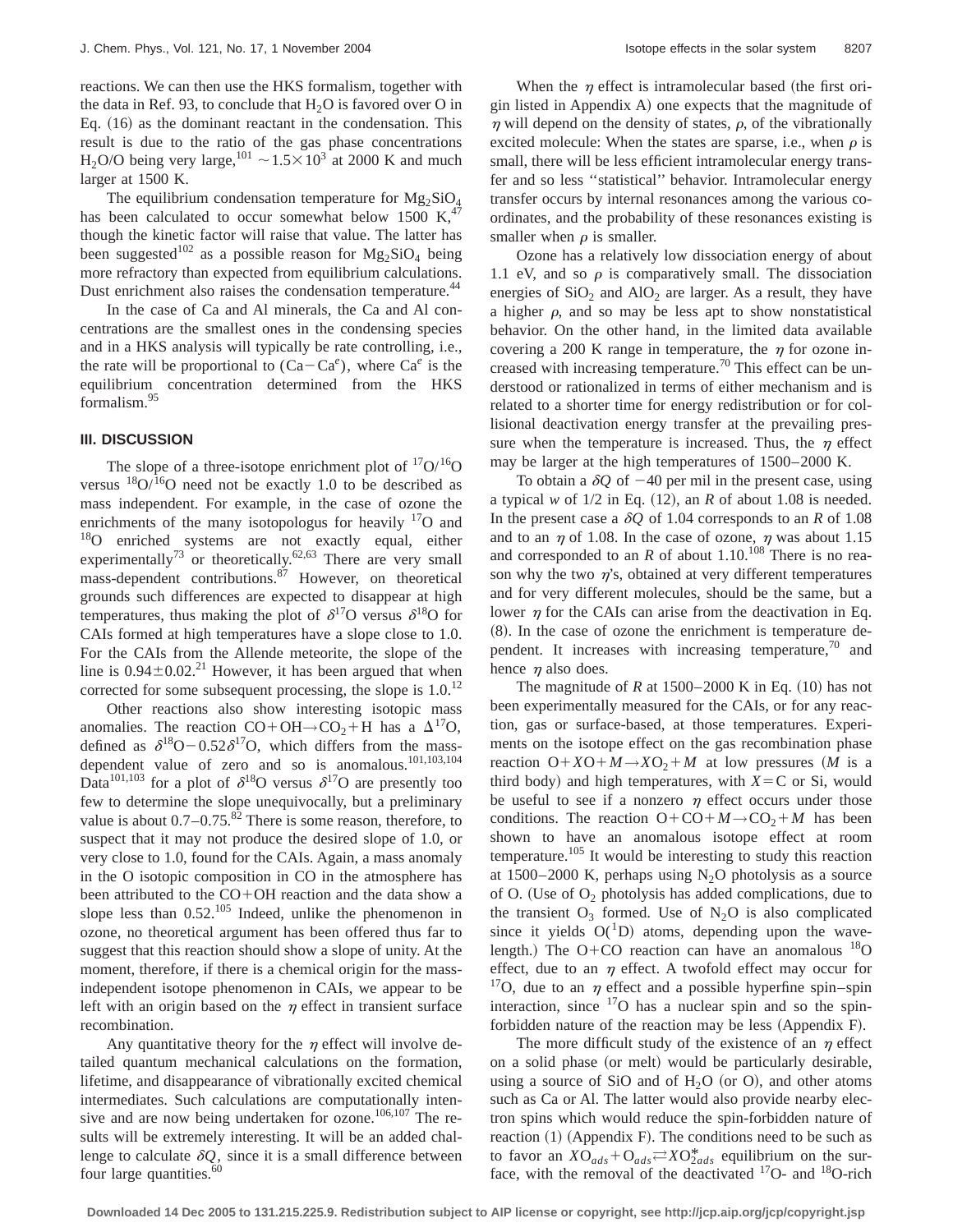reactions. We can then use the HKS formalism, together with the data in Ref. 93, to conclude that $H_2O$ is favored over O in Eq. (16) as the dominant reactant in the condensation. This result is due to the ratio of the gas phase concentrations $H_2O$/O being very large,[101] $\sim 1.5\times 10^3$ at 2000 K and much larger at 1500 K.

The equilibrium condensation temperature for $Mg_2SiO_4$ has been calculated to occur somewhat below 1500 K,[47] though the kinetic factor will raise that value. The latter has been suggested[102] as a possible reason for $Mg_2SiO_4$ being more refractory than expected from equilibrium calculations. Dust enrichment also raises the condensation temperature.[44]

In the case of Ca and Al minerals, the Ca and Al concentrations are the smallest ones in the condensing species and in a HKS analysis will typically be rate controlling, i.e., the rate will be proportional to $(\mathrm{Ca}-\mathrm{Ca}^e)$, where $\mathrm{Ca}^e$ is the equilibrium concentration determined from the HKS formalism.[95]

## III. DISCUSSION

The slope of a three-isotope enrichment plot of $^{17}O/^{16}O$ versus $^{18}O/^{16}O$ need not be exactly 1.0 to be described as mass independent. For example, in the case of ozone the enrichments of the many isotopologus for heavily $^{17}O$ and $^{18}O$ enriched systems are not exactly equal, either experimentally[73] or theoretically.[62,63] There are very small mass-dependent contributions.[87] However, on theoretical grounds such differences are expected to disappear at high temperatures, thus making the plot of $\delta^{17}O$ versus $\delta^{18}O$ for CAIs formed at high temperatures have a slope close to 1.0. For the CAIs from the Allende meteorite, the slope of the line is $0.94\pm 0.02$.[21] However, it has been argued that when corrected for some subsequent processing, the slope is 1.0.[12]

Other reactions also show interesting isotopic mass anomalies. The reaction $CO+OH\rightarrow CO_2+H$ has a $\Delta^{17}O$, defined as $\delta^{18}O-0.52\delta^{17}O$, which differs from the mass-dependent value of zero and so is anomalous.[101,103,104] Data[101,103] for a plot of $\delta^{18}O$ versus $\delta^{17}O$ are presently too few to determine the slope unequivocally, but a preliminary value is about 0.7–0.75.[82] There is some reason, therefore, to suspect that it may not produce the desired slope of 1.0, or very close to 1.0, found for the CAIs. Again, a mass anomaly in the O isotopic composition in CO in the atmosphere has been attributed to the CO+OH reaction and the data show a slope less than 0.52.[105] Indeed, unlike the phenomenon in ozone, no theoretical argument has been offered thus far to suggest that this reaction should show a slope of unity. At the moment, therefore, if there is a chemical origin for the mass-independent isotope phenomenon in CAIs, we appear to be left with an origin based on the $\eta$ effect in transient surface recombination.

Any quantitative theory for the $\eta$ effect will involve detailed quantum mechanical calculations on the formation, lifetime, and disappearance of vibrationally excited chemical intermediates. Such calculations are computationally intensive and are now being undertaken for ozone.[106,107] The results will be extremely interesting. It will be an added challenge to calculate $\delta Q$, since it is a small difference between four large quantities.[60]

When the $\eta$ effect is intramolecular based (the first origin listed in Appendix A) one expects that the magnitude of $\eta$ will depend on the density of states, $\rho$, of the vibrationally excited molecule: When the states are sparse, i.e., when $\rho$ is small, there will be less efficient intramolecular energy transfer and so less "statistical" behavior. Intramolecular energy transfer occurs by internal resonances among the various coordinates, and the probability of these resonances existing is smaller when $\rho$ is smaller.

Ozone has a relatively low dissociation energy of about 1.1 eV, and so $\rho$ is comparatively small. The dissociation energies of $SiO_2$ and $AlO_2$ are larger. As a result, they have a higher $\rho$, and so may be less apt to show nonstatistical behavior. On the other hand, in the limited data available covering a 200 K range in temperature, the $\eta$ for ozone increased with increasing temperature.[70] This effect can be understood or rationalized in terms of either mechanism and is related to a shorter time for energy redistribution or for collisional deactivation energy transfer at the prevailing pressure when the temperature is increased. Thus, the $\eta$ effect may be larger at the high temperatures of 1500–2000 K.

To obtain a $\delta Q$ of $-40$ per mil in the present case, using a typical $w$ of 1/2 in Eq. (12), an $R$ of about 1.08 is needed. In the present case a $\delta Q$ of 1.04 corresponds to an $R$ of 1.08 and to an $\eta$ of 1.08. In the case of ozone, $\eta$ was about 1.15 and corresponded to an $R$ of about 1.10.[108] There is no reason why the two $\eta$'s, obtained at very different temperatures and for very different molecules, should be the same, but a lower $\eta$ for the CAIs can arise from the deactivation in Eq. (8). In the case of ozone the enrichment is temperature dependent. It increases with increasing temperature,[70] and hence $\eta$ also does.

The magnitude of $R$ at 1500–2000 K in Eq. (10) has not been experimentally measured for the CAIs, or for any reaction, gas or surface-based, at those temperatures. Experiments on the isotope effect on the gas recombination phase reaction $O+XO+M\rightarrow XO_2+M$ at low pressures ($M$ is a third body) and high temperatures, with $X=$C or Si, would be useful to see if a nonzero $\eta$ effect occurs under those conditions. The reaction $O+CO+M\rightarrow CO_2+M$ has been shown to have an anomalous isotope effect at room temperature.[105] It would be interesting to study this reaction at 1500–2000 K, perhaps using $N_2O$ photolysis as a source of O. (Use of $O_2$ photolysis has added complications, due to the transient $O_3$ formed. Use of $N_2O$ is also complicated since it yields $O(^1D)$ atoms, depending upon the wavelength.) The O+CO reaction can have an anomalous $^{18}O$ effect, due to an $\eta$ effect. A twofold effect may occur for $^{17}O$, due to an $\eta$ effect and a possible hyperfine spin–spin interaction, since $^{17}O$ has a nuclear spin and so the spin-forbidden nature of the reaction may be less (Appendix F).

The more difficult study of the existence of an $\eta$ effect on a solid phase (or melt) would be particularly desirable, using a source of SiO and of $H_2O$ (or O), and other atoms such as Ca or Al. The latter would also provide nearby electron spins which would reduce the spin-forbidden nature of reaction (1) (Appendix F). The conditions need to be such as to favor an $XO_{ads}+O_{ads}\rightleftarrows XO^*_{2ads}$ equilibrium on the surface, with the removal of the deactivated $^{17}O$- and $^{18}O$-rich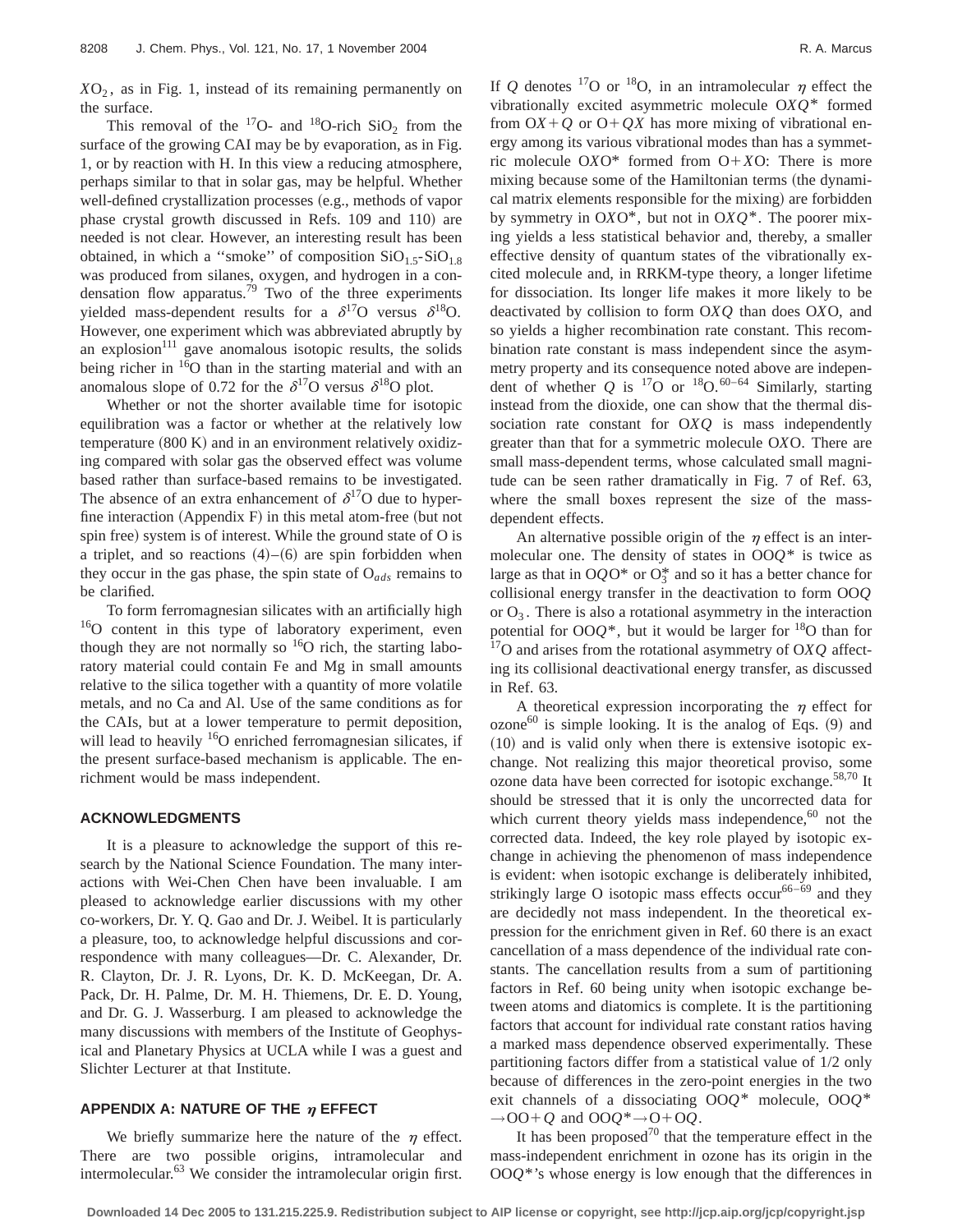$XO_2$, as in Fig. 1, instead of its remaining permanently on the surface.

This removal of the $^{17}O$- and $^{18}O$-rich $SiO_2$ from the surface of the growing CAI may be by evaporation, as in Fig. 1, or by reaction with H. In this view a reducing atmosphere, perhaps similar to that in solar gas, may be helpful. Whether well-defined crystallization processes (e.g., methods of vapor phase crystal growth discussed in Refs. 109 and 110) are needed is not clear. However, an interesting result has been obtained, in which a ''smoke'' of composition $SiO_{1.5}$-$SiO_{1.8}$ was produced from silanes, oxygen, and hydrogen in a condensation flow apparatus.[79] Two of the three experiments yielded mass-dependent results for a $\delta^{17}O$ versus $\delta^{18}O$. However, one experiment which was abbreviated abruptly by an explosion[111] gave anomalous isotopic results, the solids being richer in $^{16}O$ than in the starting material and with an anomalous slope of 0.72 for the $\delta^{17}O$ versus $\delta^{18}O$ plot.

Whether or not the shorter available time for isotopic equilibration was a factor or whether at the relatively low temperature (800 K) and in an environment relatively oxidizing compared with solar gas the observed effect was volume based rather than surface-based remains to be investigated. The absence of an extra enhancement of $\delta^{17}O$ due to hyperfine interaction (Appendix F) in this metal atom-free (but not spin free) system is of interest. While the ground state of O is a triplet, and so reactions (4)–(6) are spin forbidden when they occur in the gas phase, the spin state of $O_{ads}$ remains to be clarified.

To form ferromagnesian silicates with an artificially high $^{16}O$ content in this type of laboratory experiment, even though they are not normally so $^{16}O$ rich, the starting laboratory material could contain Fe and Mg in small amounts relative to the silica together with a quantity of more volatile metals, and no Ca and Al. Use of the same conditions as for the CAIs, but at a lower temperature to permit deposition, will lead to heavily $^{16}O$ enriched ferromagnesian silicates, if the present surface-based mechanism is applicable. The enrichment would be mass independent.

## ACKNOWLEDGMENTS

It is a pleasure to acknowledge the support of this research by the National Science Foundation. The many interactions with Wei-Chen Chen have been invaluable. I am pleased to acknowledge earlier discussions with my other co-workers, Dr. Y. Q. Gao and Dr. J. Weibel. It is particularly a pleasure, too, to acknowledge helpful discussions and correspondence with many colleagues—Dr. C. Alexander, Dr. R. Clayton, Dr. J. R. Lyons, Dr. K. D. McKeegan, Dr. A. Pack, Dr. H. Palme, Dr. M. H. Thiemens, Dr. E. D. Young, and Dr. G. J. Wasserburg. I am pleased to acknowledge the many discussions with members of the Institute of Geophysical and Planetary Physics at UCLA while I was a guest and Slichter Lecturer at that Institute.

## APPENDIX A: NATURE OF THE $\eta$ EFFECT

We briefly summarize here the nature of the $\eta$ effect. There are two possible origins, intramolecular and intermolecular.[63] We consider the intramolecular origin first. If $Q$ denotes $^{17}O$ or $^{18}O$, in an intramolecular $\eta$ effect the vibrationally excited asymmetric molecule $OXQ^*$ formed from $OX+Q$ or $O+QX$ has more mixing of vibrational energy among its various vibrational modes than has a symmetric molecule $OXO^*$ formed from $O+XO$: There is more mixing because some of the Hamiltonian terms (the dynamical matrix elements responsible for the mixing) are forbidden by symmetry in $OXO^*$, but not in $OXQ^*$. The poorer mixing yields a less statistical behavior and, thereby, a smaller effective density of quantum states of the vibrationally excited molecule and, in RRKM-type theory, a longer lifetime for dissociation. Its longer life makes it more likely to be deactivated by collision to form $OXQ$ than does $OXO$, and so yields a higher recombination rate constant. This recombination rate constant is mass independent since the asymmetry property and its consequence noted above are independent of whether $Q$ is $^{17}O$ or $^{18}O$.[60–64] Similarly, starting instead from the dioxide, one can show that the thermal dissociation rate constant for $OXQ$ is mass independently greater than that for a symmetric molecule $OXO$. There are small mass-dependent terms, whose calculated small magnitude can be seen rather dramatically in Fig. 7 of Ref. 63, where the small boxes represent the size of the mass-dependent effects.

An alternative possible origin of the $\eta$ effect is an intermolecular one. The density of states in $OOQ^*$ is twice as large as that in $OQO^*$ or $O_3^*$ and so it has a better chance for collisional energy transfer in the deactivation to form $OOQ$ or $O_3$. There is also a rotational asymmetry in the interaction potential for $OOQ^*$, but it would be larger for $^{18}O$ than for $^{17}O$ and arises from the rotational asymmetry of $OXQ$ affecting its collisional deactivational energy transfer, as discussed in Ref. 63.

A theoretical expression incorporating the $\eta$ effect for ozone[60] is simple looking. It is the analog of Eqs. (9) and (10) and is valid only when there is extensive isotopic exchange. Not realizing this major theoretical proviso, some ozone data have been corrected for isotopic exchange.[58,70] It should be stressed that it is only the uncorrected data for which current theory yields mass independence,[60] not the corrected data. Indeed, the key role played by isotopic exchange in achieving the phenomenon of mass independence is evident: when isotopic exchange is deliberately inhibited, strikingly large O isotopic mass effects occur[66–69] and they are decidedly not mass independent. In the theoretical expression for the enrichment given in Ref. 60 there is an exact cancellation of a mass dependence of the individual rate constants. The cancellation results from a sum of partitioning factors in Ref. 60 being unity when isotopic exchange between atoms and diatomics is complete. It is the partitioning factors that account for individual rate constant ratios having a marked mass dependence observed experimentally. These partitioning factors differ from a statistical value of 1/2 only because of differences in the zero-point energies in the two exit channels of a dissociating $OOQ^*$ molecule, $OOQ^* \rightarrow OO+Q$ and $OOQ^* \rightarrow O+OQ$.

It has been proposed[70] that the temperature effect in the mass-independent enrichment in ozone has its origin in the $OOQ^*$'s whose energy is low enough that the differences in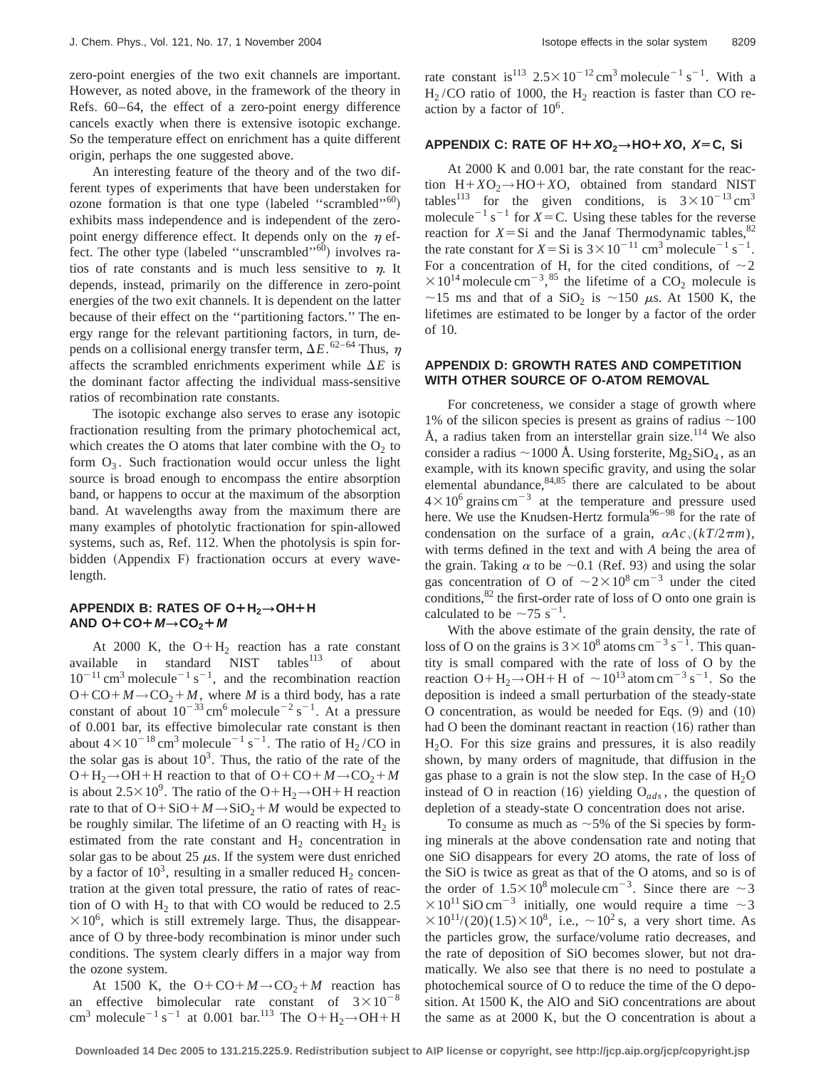zero-point energies of the two exit channels are important. However, as noted above, in the framework of the theory in Refs. 60–64, the effect of a zero-point energy difference cancels exactly when there is extensive isotopic exchange. So the temperature effect on enrichment has a quite different origin, perhaps the one suggested above.

An interesting feature of the theory and of the two different types of experiments that have been understaken for ozone formation is that one type (labeled "scrambled"[60]) exhibits mass independence and is independent of the zero-point energy difference effect. It depends only on the $\eta$ effect. The other type (labeled "unscrambled"[60]) involves ratios of rate constants and is much less sensitive to $\eta$. It depends, instead, primarily on the difference in zero-point energies of the two exit channels. It is dependent on the latter because of their effect on the "partitioning factors." The energy range for the relevant partitioning factors, in turn, depends on a collisional energy transfer term, $\Delta E$.[62–64] Thus, $\eta$ affects the scrambled enrichments experiment while $\Delta E$ is the dominant factor affecting the individual mass-sensitive ratios of recombination rate constants.

The isotopic exchange also serves to erase any isotopic fractionation resulting from the primary photochemical act, which creates the O atoms that later combine with the $O_2$ to form $O_3$. Such fractionation would occur unless the light source is broad enough to encompass the entire absorption band, or happens to occur at the maximum of the absorption band. At wavelengths away from the maximum there are many examples of photolytic fractionation for spin-allowed systems, such as, Ref. 112. When the photolysis is spin forbidden (Appendix F) fractionation occurs at every wavelength.

## APPENDIX B: RATES OF $O+H_2 \rightarrow OH+H$ AND $O+CO+M \rightarrow CO_2+M$

At 2000 K, the $O+H_2$ reaction has a rate constant available in standard NIST tables[113] of about $10^{-11}\ \mathrm{cm^3\ molecule^{-1}\ s^{-1}}$, and the recombination reaction $O+CO+M \rightarrow CO_2+M$, where $M$ is a third body, has a rate constant of about $10^{-33}\ \mathrm{cm^6\ molecule^{-2}\ s^{-1}}$. At a pressure of 0.001 bar, its effective bimolecular rate constant is then about $4\times10^{-18}\ \mathrm{cm^3\ molecule^{-1}\ s^{-1}}$. The ratio of $H_2/CO$ in the solar gas is about $10^3$. Thus, the ratio of the rate of the $O+H_2 \rightarrow OH+H$ reaction to that of $O+CO+M \rightarrow CO_2+M$ is about $2.5\times10^9$. The ratio of the $O+H_2 \rightarrow OH+H$ reaction rate to that of $O+SiO+M \rightarrow SiO_2+M$ would be expected to be roughly similar. The lifetime of an O reacting with $H_2$ is estimated from the rate constant and $H_2$ concentration in solar gas to be about 25 $\mu$s. If the system were dust enriched by a factor of $10^3$, resulting in a smaller reduced $H_2$ concentration at the given total pressure, the ratio of rates of reaction of O with $H_2$ to that with CO would be reduced to $2.5\times10^6$, which is still extremely large. Thus, the disappearance of O by three-body recombination is minor under such conditions. The system clearly differs in a major way from the ozone system.

At 1500 K, the $O+CO+M \rightarrow CO_2+M$ reaction has an effective bimolecular rate constant of $3\times10^{-8}\ \mathrm{cm^3\ molecule^{-1}\ s^{-1}}$ at 0.001 bar.[113] The $O+H_2 \rightarrow OH+H$ rate constant is[113] $2.5\times10^{-12}\ \mathrm{cm^3\ molecule^{-1}\ s^{-1}}$. With a $H_2/CO$ ratio of 1000, the $H_2$ reaction is faster than CO reaction by a factor of $10^6$.

## APPENDIX C: RATE OF $H+XO_2 \rightarrow HO+XO$, $X=C$, Si

At 2000 K and 0.001 bar, the rate constant for the reaction $H+XO_2 \rightarrow HO+XO$, obtained from standard NIST tables[113] for the given conditions, is $3\times10^{-13}\ \mathrm{cm^3\ molecule^{-1}\ s^{-1}}$ for $X=C$. Using these tables for the reverse reaction for $X=$Si and the Janaf Thermodynamic tables,[82] the rate constant for $X=$Si is $3\times10^{-11}\ \mathrm{cm^3\ molecule^{-1}\ s^{-1}}$. For a concentration of H, for the cited conditions, of $\sim2\times10^{14}\ \mathrm{molecule\ cm^{-3}}$,[85] the lifetime of a $CO_2$ molecule is $\sim$15 ms and that of a $SiO_2$ is $\sim$150 $\mu$s. At 1500 K, the lifetimes are estimated to be longer by a factor of the order of 10.

## APPENDIX D: GROWTH RATES AND COMPETITION WITH OTHER SOURCE OF O-ATOM REMOVAL

For concreteness, we consider a stage of growth where 1% of the silicon species is present as grains of radius $\sim$100 Å, a radius taken from an interstellar grain size.[114] We also consider a radius $\sim$1000 Å. Using forsterite, $Mg_2SiO_4$, as an example, with its known specific gravity, and using the solar elemental abundance,[84,85] there are calculated to be about $4\times10^6\ \mathrm{grains\ cm^{-3}}$ at the temperature and pressure used here. We use the Knudsen-Hertz formula[96–98] for the rate of condensation on the surface of a grain, $\alpha Ac\sqrt{(kT/2\pi m)}$, with terms defined in the text and with $A$ being the area of the grain. Taking $\alpha$ to be $\sim$0.1 (Ref. 93) and using the solar gas concentration of O of $\sim2\times10^8\ \mathrm{cm^{-3}}$ under the cited conditions,[82] the first-order rate of loss of O onto one grain is calculated to be $\sim75\ \mathrm{s^{-1}}$.

With the above estimate of the grain density, the rate of loss of O on the grains is $3\times10^8\ \mathrm{atoms\ cm^{-3}\ s^{-1}}$. This quantity is small compared with the rate of loss of O by the reaction $O+H_2 \rightarrow OH+H$ of $\sim10^{13}\ \mathrm{atom\ cm^{-3}\ s^{-1}}$. So the deposition is indeed a small perturbation of the steady-state O concentration, as would be needed for Eqs. (9) and (10) had O been the dominant reactant in reaction (16) rather than $H_2O$. For this size grains and pressures, it is also readily shown, by many orders of magnitude, that diffusion in the gas phase to a grain is not the slow step. In the case of $H_2O$ instead of O in reaction (16) yielding $O_{ads}$, the question of depletion of a steady-state O concentration does not arise.

To consume as much as $\sim$5% of the Si species by forming minerals at the above condensation rate and noting that one SiO disappears for every 2O atoms, the rate of loss of the SiO is twice as great as that of the O atoms, and so is of the order of $1.5\times10^8\ \mathrm{molecule\ cm^{-3}}$. Since there are $\sim3\times10^{11}\ \mathrm{SiO\ cm^{-3}}$ initially, one would require a time $\sim3\times10^{11}/(20)(1.5)\times10^8$, i.e., $\sim10^2$ s, a very short time. As the particles grow, the surface/volume ratio decreases, and the rate of deposition of SiO becomes slower, but not dramatically. We also see that there is no need to postulate a photochemical source of O to reduce the time of the O deposition. At 1500 K, the AlO and SiO concentrations are about the same as at 2000 K, but the O concentration is about a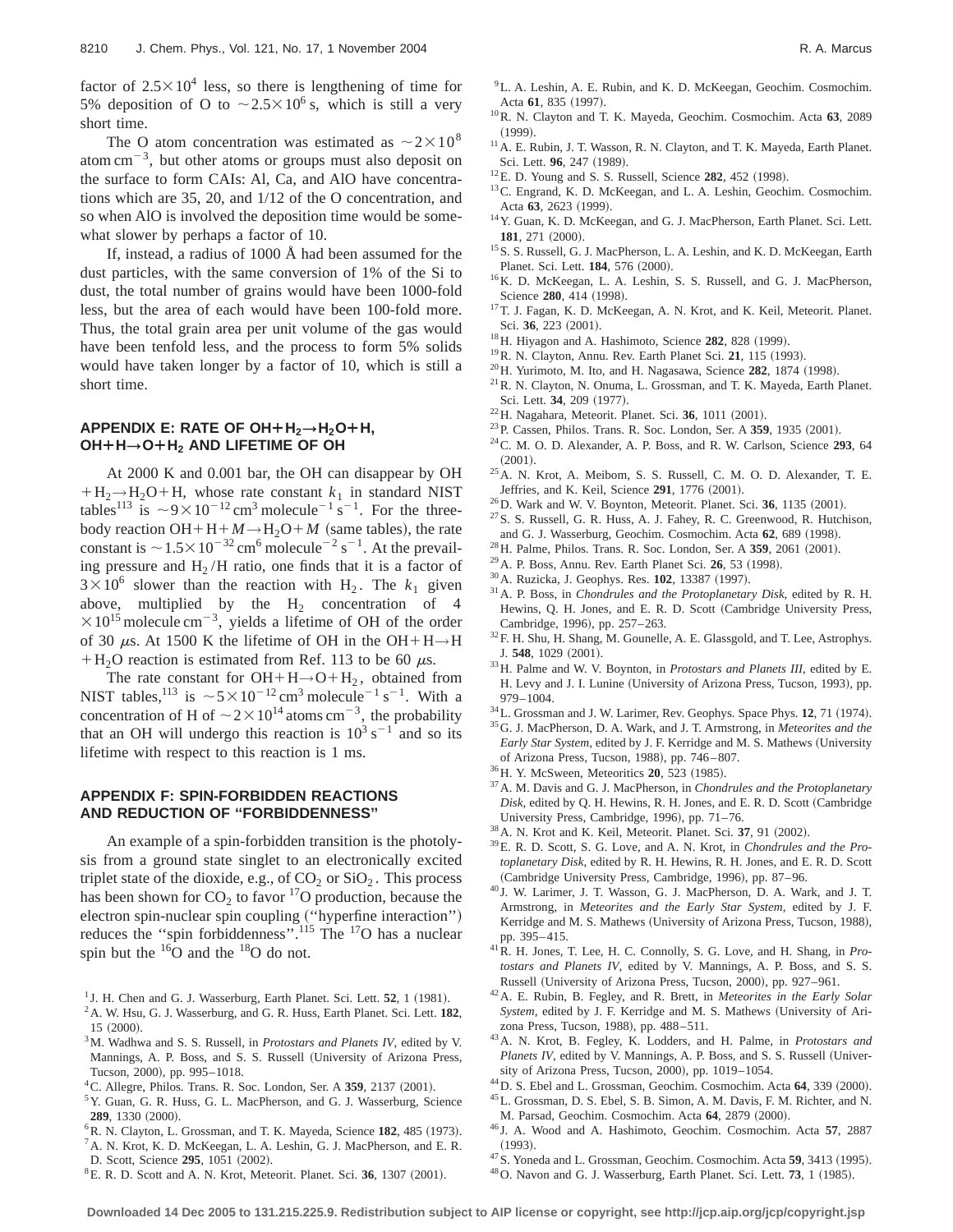factor of $2.5\times10^4$ less, so there is lengthening of time for 5% deposition of O to $\sim2.5\times10^6$ s, which is still a very short time.

The O atom concentration was estimated as $\sim2\times10^8$ atom $cm^{-3}$, but other atoms or groups must also deposit on the surface to form CAIs: Al, Ca, and AlO have concentrations which are 35, 20, and 1/12 of the O concentration, and so when AlO is involved the deposition time would be somewhat slower by perhaps a factor of 10.

If, instead, a radius of 1000 Å had been assumed for the dust particles, with the same conversion of 1% of the Si to dust, the total number of grains would have been 1000-fold less, but the area of each would have been 100-fold more. Thus, the total grain area per unit volume of the gas would have been tenfold less, and the process to form 5% solids would have taken longer by a factor of 10, which is still a short time.

## APPENDIX E: RATE OF $OH+H_2\rightarrow H_2O+H$, $OH+H\rightarrow O+H_2$ AND LIFETIME OF OH

At 2000 K and 0.001 bar, the OH can disappear by $OH+H_2\rightarrow H_2O+H$, whose rate constant $k_1$ in standard NIST tables[113] is $\sim9\times10^{-12}\,cm^3\,molecule^{-1}\,s^{-1}$. For the three-body reaction $OH+H+M\rightarrow H_2O+M$ (same tables), the rate constant is $\sim1.5\times10^{-32}\,cm^6\,molecule^{-2}\,s^{-1}$. At the prevailing pressure and $H_2/H$ ratio, one finds that it is a factor of $3\times10^6$ slower than the reaction with $H_2$. The $k_1$ given above, multiplied by the $H_2$ concentration of $4\times10^{15}$ molecule $cm^{-3}$, yields a lifetime of OH of the order of 30 $\mu$s. At 1500 K the lifetime of OH in the $OH+H\rightarrow H+H_2O$ reaction is estimated from Ref. 113 to be 60 $\mu$s.

The rate constant for $OH+H\rightarrow O+H_2$, obtained from NIST tables,[113] is $\sim5\times10^{-12}\,cm^3\,molecule^{-1}\,s^{-1}$. With a concentration of H of $\sim2\times10^{14}$ atoms $cm^{-3}$, the probability that an OH will undergo this reaction is $10^3\,s^{-1}$ and so its lifetime with respect to this reaction is 1 ms.

## APPENDIX F: SPIN-FORBIDDEN REACTIONS AND REDUCTION OF "FORBIDDENNESS"

An example of a spin-forbidden transition is the photolysis from a ground state singlet to an electronically excited triplet state of the dioxide, e.g., of $CO_2$ or $SiO_2$. This process has been shown for $CO_2$ to favor $^{17}O$ production, because the electron spin-nuclear spin coupling ("hyperfine interaction") reduces the "spin forbiddenness".[115] The $^{17}O$ has a nuclear spin but the $^{16}O$ and the $^{18}O$ do not.

[1] J. H. Chen and G. J. Wasserburg, Earth Planet. Sci. Lett. **52**, 1 (1981).
[2] A. W. Hsu, G. J. Wasserburg, and G. R. Huss, Earth Planet. Sci. Lett. **182**, 15 (2000).
[3] M. Wadhwa and S. S. Russell, in *Protostars and Planets IV*, edited by V. Mannings, A. P. Boss, and S. S. Russell (University of Arizona Press, Tucson, 2000), pp. 995–1018.
[4] C. Allegre, Philos. Trans. R. Soc. London, Ser. A **359**, 2137 (2001).
[5] Y. Guan, G. R. Huss, G. L. MacPherson, and G. J. Wasserburg, Science **289**, 1330 (2000).
[6] R. N. Clayton, L. Grossman, and T. K. Mayeda, Science **182**, 485 (1973).
[7] A. N. Krot, K. D. McKeegan, L. A. Leshin, G. J. MacPherson, and E. R. D. Scott, Science **295**, 1051 (2002).
[8] E. R. D. Scott and A. N. Krot, Meteorit. Planet. Sci. **36**, 1307 (2001).
[9] L. A. Leshin, A. E. Rubin, and K. D. McKeegan, Geochim. Cosmochim. Acta **61**, 835 (1997).
[10] R. N. Clayton and T. K. Mayeda, Geochim. Cosmochim. Acta **63**, 2089 (1999).
[11] A. E. Rubin, J. T. Wasson, R. N. Clayton, and T. K. Mayeda, Earth Planet. Sci. Lett. **96**, 247 (1989).
[12] E. D. Young and S. S. Russell, Science **282**, 452 (1998).
[13] C. Engrand, K. D. McKeegan, and L. A. Leshin, Geochim. Cosmochim. Acta **63**, 2623 (1999).
[14] Y. Guan, K. D. McKeegan, and G. J. MacPherson, Earth Planet. Sci. Lett. **181**, 271 (2000).
[15] S. S. Russell, G. J. MacPherson, L. A. Leshin, and K. D. McKeegan, Earth Planet. Sci. Lett. **184**, 576 (2000).
[16] K. D. McKeegan, L. A. Leshin, S. S. Russell, and G. J. MacPherson, Science **280**, 414 (1998).
[17] T. J. Fagan, K. D. McKeegan, A. N. Krot, and K. Keil, Meteorit. Planet. Sci. **36**, 223 (2001).
[18] H. Hiyagon and A. Hashimoto, Science **282**, 828 (1999).
[19] R. N. Clayton, Annu. Rev. Earth Planet Sci. **21**, 115 (1993).
[20] H. Yurimoto, M. Ito, and H. Nagasawa, Science **282**, 1874 (1998).
[21] R. N. Clayton, N. Onuma, L. Grossman, and T. K. Mayeda, Earth Planet. Sci. Lett. **34**, 209 (1977).
[22] H. Nagahara, Meteorit. Planet. Sci. **36**, 1011 (2001).
[23] P. Cassen, Philos. Trans. R. Soc. London, Ser. A **359**, 1935 (2001).
[24] C. M. O. D. Alexander, A. P. Boss, and R. W. Carlson, Science **293**, 64 (2001).
[25] A. N. Krot, A. Meibom, S. S. Russell, C. M. O. D. Alexander, T. E. Jeffries, and K. Keil, Science **291**, 1776 (2001).
[26] D. Wark and W. V. Boynton, Meteorit. Planet. Sci. **36**, 1135 (2001).
[27] S. S. Russell, G. R. Huss, A. J. Fahey, R. C. Greenwood, R. Hutchison, and G. J. Wasserburg, Geochim. Cosmochim. Acta **62**, 689 (1998).
[28] H. Palme, Philos. Trans. R. Soc. London, Ser. A **359**, 2061 (2001).
[29] A. P. Boss, Annu. Rev. Earth Planet Sci. **26**, 53 (1998).
[30] A. Ruzicka, J. Geophys. Res. **102**, 13387 (1997).
[31] A. P. Boss, in *Chondrules and the Protoplanetary Disk*, edited by R. H. Hewins, Q. H. Jones, and E. R. D. Scott (Cambridge University Press, Cambridge, 1996), pp. 257–263.
[32] F. H. Shu, H. Shang, M. Gounelle, A. E. Glassgold, and T. Lee, Astrophys. J. **548**, 1029 (2001).
[33] H. Palme and W. V. Boynton, in *Protostars and Planets III*, edited by E. H. Levy and J. I. Lunine (University of Arizona Press, Tucson, 1993), pp. 979–1004.
[34] L. Grossman and J. W. Larimer, Rev. Geophys. Space Phys. **12**, 71 (1974).
[35] G. J. MacPherson, D. A. Wark, and J. T. Armstrong, in *Meteorites and the Early Star System*, edited by J. F. Kerridge and M. S. Mathews (University of Arizona Press, Tucson, 1988), pp. 746–807.
[36] H. Y. McSween, Meteoritics **20**, 523 (1985).
[37] A. M. Davis and G. J. MacPherson, in *Chondrules and the Protoplanetary Disk*, edited by Q. H. Hewins, R. H. Jones, and E. R. D. Scott (Cambridge University Press, Cambridge, 1996), pp. 71–76.
[38] A. N. Krot and K. Keil, Meteorit. Planet. Sci. **37**, 91 (2002).
[39] E. R. D. Scott, S. G. Love, and A. N. Krot, in *Chondrules and the Protoplanetary Disk*, edited by R. H. Hewins, R. H. Jones, and E. R. D. Scott (Cambridge University Press, Cambridge, 1996), pp. 87–96.
[40] J. W. Larimer, J. T. Wasson, G. J. MacPherson, D. A. Wark, and J. T. Armstrong, in *Meteorites and the Early Star System*, edited by J. F. Kerridge and M. S. Mathews (University of Arizona Press, Tucson, 1988), pp. 395–415.
[41] R. H. Jones, T. Lee, H. C. Connolly, S. G. Love, and H. Shang, in *Protostars and Planets IV*, edited by V. Mannings, A. P. Boss, and S. S. Russell (University of Arizona Press, Tucson, 2000), pp. 927–961.
[42] A. E. Rubin, B. Fegley, and R. Brett, in *Meteorites in the Early Solar System*, edited by J. F. Kerridge and M. S. Mathews (University of Arizona Press, Tucson, 1988), pp. 488–511.
[43] A. N. Krot, B. Fegley, K. Lodders, and H. Palme, in *Protostars and Planets IV*, edited by V. Mannings, A. P. Boss, and S. S. Russell (University of Arizona Press, Tucson, 2000), pp. 1019–1054.
[44] D. S. Ebel and L. Grossman, Geochim. Cosmochim. Acta **64**, 339 (2000).
[45] L. Grossman, D. S. Ebel, S. B. Simon, A. M. Davis, F. M. Richter, and N. M. Parsad, Geochim. Cosmochim. Acta **64**, 2879 (2000).
[46] J. A. Wood and A. Hashimoto, Geochim. Cosmochim. Acta **57**, 2887 (1993).
[47] S. Yoneda and L. Grossman, Geochim. Cosmochim. Acta **59**, 3413 (1995).
[48] O. Navon and G. J. Wasserburg, Earth Planet. Sci. Lett. **73**, 1 (1985).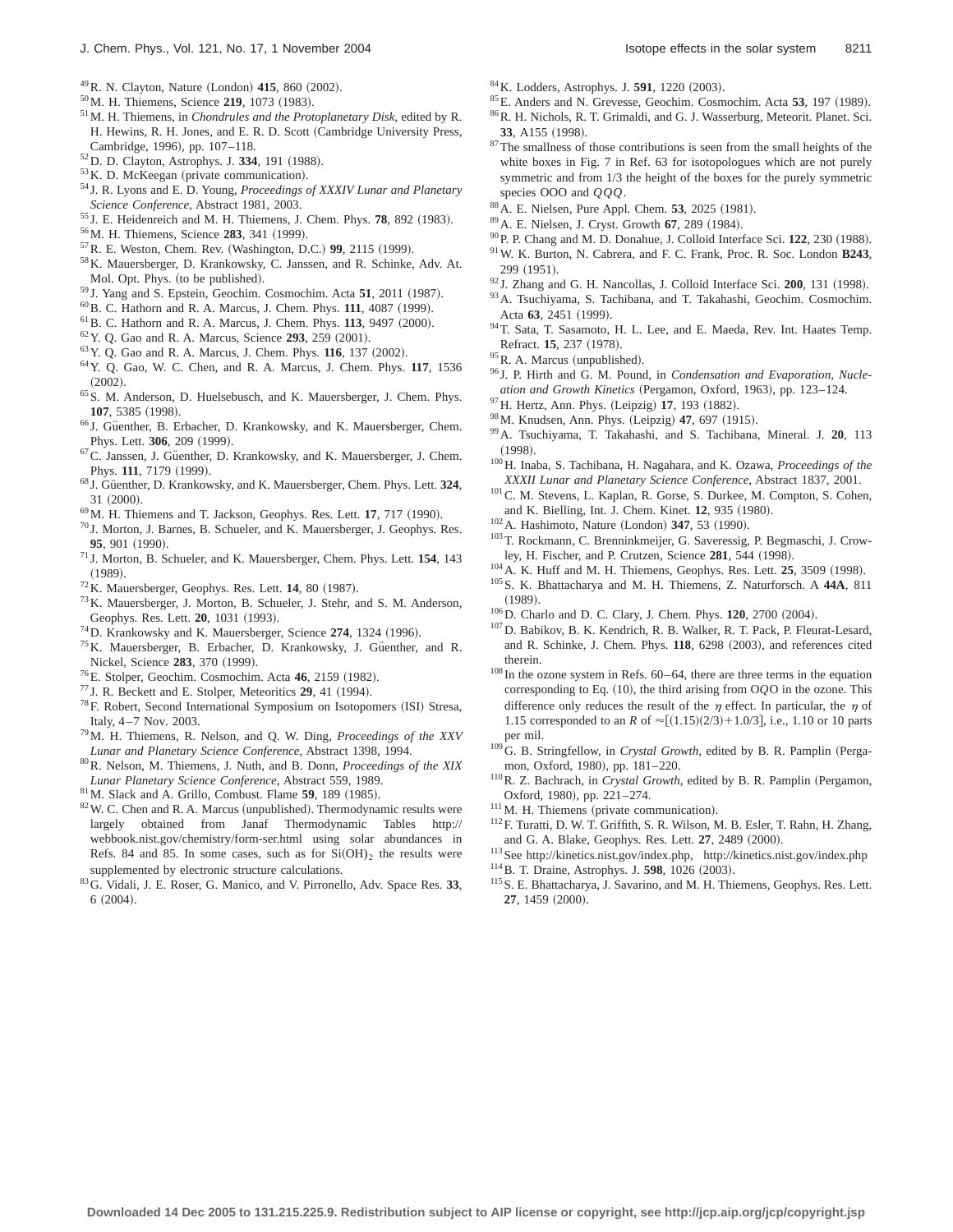[49] R. N. Clayton, Nature (London) **415**, 860 (2002).

[50] M. H. Thiemens, Science **219**, 1073 (1983).

[51] M. H. Thiemens, in *Chondrules and the Protoplanetary Disk*, edited by R. H. Hewins, R. H. Jones, and E. R. D. Scott (Cambridge University Press, Cambridge, 1996), pp. 107–118.

[52] D. D. Clayton, Astrophys. J. **334**, 191 (1988).

[53] K. D. McKeegan (private communication).

[54] J. R. Lyons and E. D. Young, *Proceedings of XXXIV Lunar and Planetary Science Conference*, Abstract 1981, 2003.

[55] J. E. Heidenreich and M. H. Thiemens, J. Chem. Phys. **78**, 892 (1983).

[56] M. H. Thiemens, Science **283**, 341 (1999).

[57] R. E. Weston, Chem. Rev. (Washington, D.C.) **99**, 2115 (1999).

[58] K. Mauersberger, D. Krankowsky, C. Janssen, and R. Schinke, Adv. At. Mol. Opt. Phys. (to be published).

[59] J. Yang and S. Epstein, Geochim. Cosmochim. Acta **51**, 2011 (1987).

[60] B. C. Hathorn and R. A. Marcus, J. Chem. Phys. **111**, 4087 (1999).

[61] B. C. Hathorn and R. A. Marcus, J. Chem. Phys. **113**, 9497 (2000).

[62] Y. Q. Gao and R. A. Marcus, Science **293**, 259 (2001).

[63] Y. Q. Gao and R. A. Marcus, J. Chem. Phys. **116**, 137 (2002).

[64] Y. Q. Gao, W. C. Chen, and R. A. Marcus, J. Chem. Phys. **117**, 1536 (2002).

[65] S. M. Anderson, D. Huelsebusch, and K. Mauersberger, J. Chem. Phys. **107**, 5385 (1998).

[66] J. Güenther, B. Erbacher, D. Krankowsky, and K. Mauersberger, Chem. Phys. Lett. **306**, 209 (1999).

[67] C. Janssen, J. Güenther, D. Krankowsky, and K. Mauersberger, J. Chem. Phys. **111**, 7179 (1999).

[68] J. Güenther, D. Krankowsky, and K. Mauersberger, Chem. Phys. Lett. **324**, 31 (2000).

[69] M. H. Thiemens and T. Jackson, Geophys. Res. Lett. **17**, 717 (1990).

[70] J. Morton, J. Barnes, B. Schueler, and K. Mauersberger, J. Geophys. Res. **95**, 901 (1990).

[71] J. Morton, B. Schueler, and K. Mauersberger, Chem. Phys. Lett. **154**, 143 (1989).

[72] K. Mauersberger, Geophys. Res. Lett. **14**, 80 (1987).

[73] K. Mauersberger, J. Morton, B. Schueler, J. Stehr, and S. M. Anderson, Geophys. Res. Lett. **20**, 1031 (1993).

[74] D. Krankowsky and K. Mauersberger, Science **274**, 1324 (1996).

[75] K. Mauersberger, B. Erbacher, D. Krankowsky, J. Güenther, and R. Nickel, Science **283**, 370 (1999).

[76] E. Stolper, Geochim. Cosmochim. Acta **46**, 2159 (1982).

[77] J. R. Beckett and E. Stolper, Meteoritics **29**, 41 (1994).

[78] F. Robert, Second International Symposium on Isotopomers (ISI) Stresa, Italy, 4–7 Nov. 2003.

[79] M. H. Thiemens, R. Nelson, and Q. W. Ding, *Proceedings of the XXV Lunar and Planetary Science Conference*, Abstract 1398, 1994.

[80] R. Nelson, M. Thiemens, J. Nuth, and B. Donn, *Proceedings of the XIX Lunar Planetary Science Conference*, Abstract 559, 1989.

[81] M. Slack and A. Grillo, Combust. Flame **59**, 189 (1985).

[82] W. C. Chen and R. A. Marcus (unpublished). Thermodynamic results were largely obtained from Janaf Thermodynamic Tables http://webbook.nist.gov/chemistry/form-ser.html using solar abundances in Refs. 84 and 85. In some cases, such as for $Si(OH)_2$ the results were supplemented by electronic structure calculations.

[83] G. Vidali, J. E. Roser, G. Manico, and V. Pirronello, Adv. Space Res. **33**, 6 (2004).

[84] K. Lodders, Astrophys. J. **591**, 1220 (2003).

[85] E. Anders and N. Grevesse, Geochim. Cosmochim. Acta **53**, 197 (1989).

[86] R. H. Nichols, R. T. Grimaldi, and G. J. Wasserburg, Meteorit. Planet. Sci. **33**, A155 (1998).

[87] The smallness of those contributions is seen from the small heights of the white boxes in Fig. 7 in Ref. 63 for isotopologues which are not purely symmetric and from 1/3 the height of the boxes for the purely symmetric species OOO and $QQQ$.

[88] A. E. Nielsen, Pure Appl. Chem. **53**, 2025 (1981).

[89] A. E. Nielsen, J. Cryst. Growth **67**, 289 (1984).

[90] P. P. Chang and M. D. Donahue, J. Colloid Interface Sci. **122**, 230 (1988).

[91] W. K. Burton, N. Cabrera, and F. C. Frank, Proc. R. Soc. London **B243**, 299 (1951).

[92] J. Zhang and G. H. Nancollas, J. Colloid Interface Sci. **200**, 131 (1998).

[93] A. Tsuchiyama, S. Tachibana, and T. Takahashi, Geochim. Cosmochim. Acta **63**, 2451 (1999).

[94] T. Sata, T. Sasamoto, H. L. Lee, and E. Maeda, Rev. Int. Haates Temp. Refract. **15**, 237 (1978).

[95] R. A. Marcus (unpublished).

[96] J. P. Hirth and G. M. Pound, in *Condensation and Evaporation, Nucleation and Growth Kinetics* (Pergamon, Oxford, 1963), pp. 123–124.

[97] H. Hertz, Ann. Phys. (Leipzig) **17**, 193 (1882).

[98] M. Knudsen, Ann. Phys. (Leipzig) **47**, 697 (1915).

[99] A. Tsuchiyama, T. Takahashi, and S. Tachibana, Mineral. J. **20**, 113 (1998).

[100] H. Inaba, S. Tachibana, H. Nagahara, and K. Ozawa, *Proceedings of the XXXII Lunar and Planetary Science Conference*, Abstract 1837, 2001.

[101] C. M. Stevens, L. Kaplan, R. Gorse, S. Durkee, M. Compton, S. Cohen, and K. Bielling, Int. J. Chem. Kinet. **12**, 935 (1980).

[102] A. Hashimoto, Nature (London) **347**, 53 (1990).

[103] T. Rockmann, C. Brenninkmeijer, G. Saveressig, P. Begmaschi, J. Crowley, H. Fischer, and P. Crutzen, Science **281**, 544 (1998).

[104] A. K. Huff and M. H. Thiemens, Geophys. Res. Lett. **25**, 3509 (1998).

[105] S. K. Bhattacharya and M. H. Thiemens, Z. Naturforsch. A **44A**, 811 (1989).

[106] D. Charlo and D. C. Clary, J. Chem. Phys. **120**, 2700 (2004).

[107] D. Babikov, B. K. Kendrich, R. B. Walker, R. T. Pack, P. Fleurat-Lesard, and R. Schinke, J. Chem. Phys. **118**, 6298 (2003), and references cited therein.

[108] In the ozone system in Refs. 60–64, there are three terms in the equation corresponding to Eq. (10), the third arising from O$Q$O in the ozone. This difference only reduces the result of the $\eta$ effect. In particular, the $\eta$ of 1.15 corresponded to an $R$ of $\approx[(1.15)(2/3)+1.0/3]$, i.e., 1.10 or 10 parts per mil.

[109] G. B. Stringfellow, in *Crystal Growth*, edited by B. R. Pamplin (Pergamon, Oxford, 1980), pp. 181–220.

[110] R. Z. Bachrach, in *Crystal Growth*, edited by B. R. Pamplin (Pergamon, Oxford, 1980), pp. 221–274.

[111] M. H. Thiemens (private communication).

[112] F. Turatti, D. W. T. Griffith, S. R. Wilson, M. B. Esler, T. Rahn, H. Zhang, and G. A. Blake, Geophys. Res. Lett. **27**, 2489 (2000).

[113] See http://kinetics.nist.gov/index.php, http://kinetics.nist.gov/index.php

[114] B. T. Draine, Astrophys. J. **598**, 1026 (2003).

[115] S. E. Bhattacharya, J. Savarino, and M. H. Thiemens, Geophys. Res. Lett. **27**, 1459 (2000).